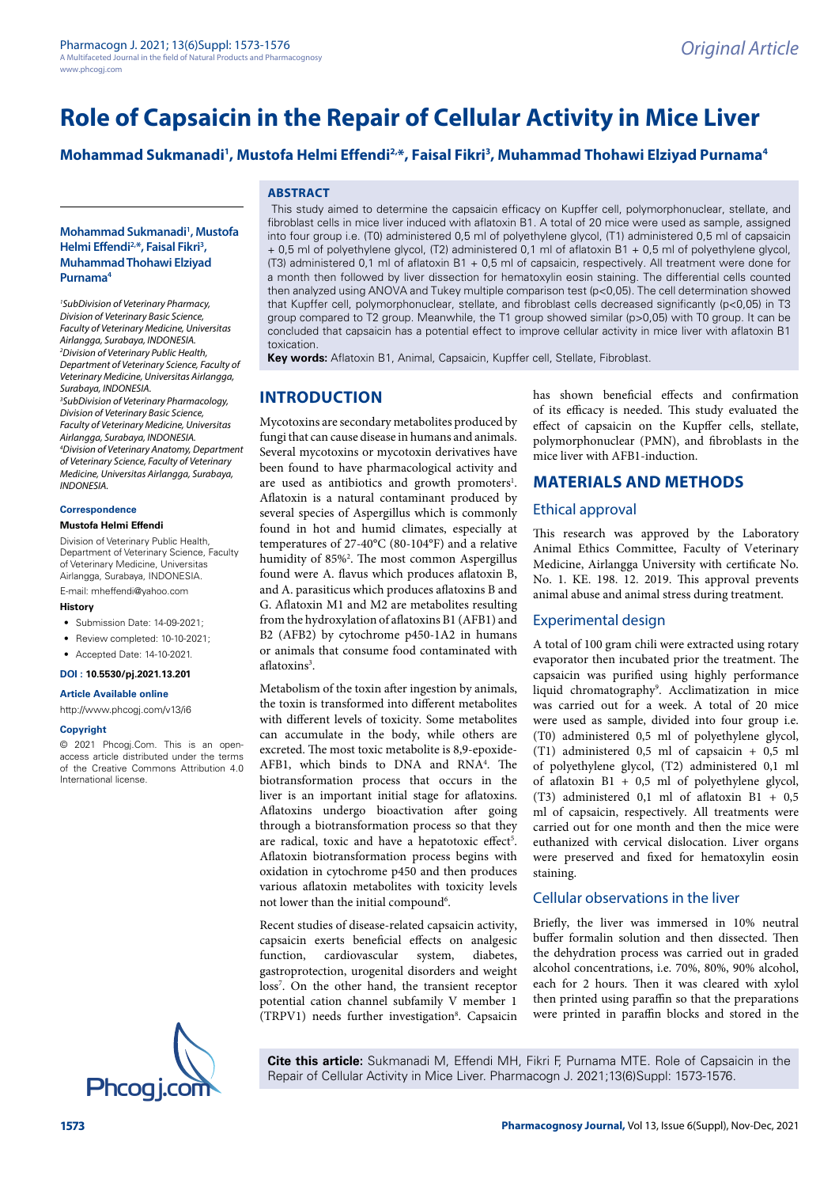# Role of Capsaicin in the Repair of Cellular Activity in Mice Liver

**Mohammad Sukmanadi[1], Mustofa Helmi Effendi[2,*], Faisal Fikri[3], Muhammad Thohawi Elziyad Purnama[4]**

## ABSTRACT

This study aimed to determine the capsaicin efficacy on Kupffer cell, polymorphonuclear, stellate, and fibroblast cells in mice liver induced with aflatoxin B1. A total of 20 mice were used as sample, assigned into four group i.e. (T0) administered 0,5 ml of polyethylene glycol, (T1) administered 0,5 ml of capsaicin + 0,5 ml of polyethylene glycol, (T2) administered 0,1 ml of aflatoxin B1 + 0,5 ml of polyethylene glycol, (T3) administered 0,1 ml of aflatoxin B1 + 0,5 ml of capsaicin, respectively. All treatment were done for a month then followed by liver dissection for hematoxylin eosin staining. The differential cells counted then analyzed using ANOVA and Tukey multiple comparison test ($p<0,05$). The cell determination showed that Kupffer cell, polymorphonuclear, stellate, and fibroblast cells decreased significantly ($p<0,05$) in T3 group compared to T2 group. Meanwhile, the T1 group showed similar ($p>0,05$) with T0 group. It can be concluded that capsaicin has a potential effect to improve cellular activity in mice liver with aflatoxin B1 toxication.

**Key words:** Aflatoxin B1, Animal, Capsaicin, Kupffer cell, Stellate, Fibroblast.

**Mohammad Sukmanadi[1], Mustofa Helmi Effendi[2,*], Faisal Fikri[3], Muhammad Thohawi Elziyad Purnama[4]**

*[1]SubDivision of Veterinary Pharmacy, Division of Veterinary Basic Science, Faculty of Veterinary Medicine, Universitas Airlangga, Surabaya, INDONESIA.*
*[2]Division of Veterinary Public Health, Department of Veterinary Science, Faculty of Veterinary Medicine, Universitas Airlangga, Surabaya, INDONESIA.*
*[3]SubDivision of Veterinary Pharmacology, Division of Veterinary Basic Science, Faculty of Veterinary Medicine, Universitas Airlangga, Surabaya, INDONESIA.*
*[4]Division of Veterinary Anatomy, Department of Veterinary Science, Faculty of Veterinary Medicine, Universitas Airlangga, Surabaya, INDONESIA.*

**Correspondence**

**Mustofa Helmi Effendi**

Division of Veterinary Public Health, Department of Veterinary Science, Faculty of Veterinary Medicine, Universitas Airlangga, Surabaya, INDONESIA.

E-mail: mheffendi@yahoo.com

**History**

- Submission Date: 14-09-2021;
- Review completed: 10-10-2021;
- Accepted Date: 14-10-2021.

**DOI : 10.5530/pj.2021.13.201**

**Article Available online**

http://www.phcogj.com/v13/i6

**Copyright**

© 2021 Phcogj.Com. This is an open-access article distributed under the terms of the Creative Commons Attribution 4.0 International license.

## INTRODUCTION

Mycotoxins are secondary metabolites produced by fungi that can cause disease in humans and animals. Several mycotoxins or mycotoxin derivatives have been found to have pharmacological activity and are used as antibiotics and growth promoters[1]. Aflatoxin is a natural contaminant produced by several species of Aspergillus which is commonly found in hot and humid climates, especially at temperatures of 27-40°C (80-104°F) and a relative humidity of 85%[2]. The most common Aspergillus found were A. flavus which produces aflatoxin B, and A. parasiticus which produces aflatoxins B and G. Aflatoxin M1 and M2 are metabolites resulting from the hydroxylation of aflatoxins B1 (AFB1) and B2 (AFB2) by cytochrome p450-1A2 in humans or animals that consume food contaminated with aflatoxins[3].

Metabolism of the toxin after ingestion by animals, the toxin is transformed into different metabolites with different levels of toxicity. Some metabolites can accumulate in the body, while others are excreted. The most toxic metabolite is 8,9-epoxide-AFB1, which binds to DNA and RNA[4]. The biotransformation process that occurs in the liver is an important initial stage for aflatoxins. Aflatoxins undergo bioactivation after going through a biotransformation process so that they are radical, toxic and have a hepatotoxic effect[5]. Aflatoxin biotransformation process begins with oxidation in cytochrome p450 and then produces various aflatoxin metabolites with toxicity levels not lower than the initial compound[6].

Recent studies of disease-related capsaicin activity, capsaicin exerts beneficial effects on analgesic function, cardiovascular system, diabetes, gastroprotection, urogenital disorders and weight loss[7]. On the other hand, the transient receptor potential cation channel subfamily V member 1 (TRPV1) needs further investigation[8]. Capsaicin has shown beneficial effects and confirmation of its efficacy is needed. This study evaluated the effect of capsaicin on the Kupffer cells, stellate, polymorphonuclear (PMN), and fibroblasts in the mice liver with AFB1-induction.

## MATERIALS AND METHODS

### Ethical approval

This research was approved by the Laboratory Animal Ethics Committee, Faculty of Veterinary Medicine, Airlangga University with certificate No. No. 1. KE. 198. 12. 2019. This approval prevents animal abuse and animal stress during treatment.

### Experimental design

A total of 100 gram chili were extracted using rotary evaporator then incubated prior the treatment. The capsaicin was purified using highly performance liquid chromatography[9]. Acclimatization in mice was carried out for a week. A total of 20 mice were used as sample, divided into four group i.e. (T0) administered 0,5 ml of polyethylene glycol, (T1) administered 0,5 ml of capsaicin + 0,5 ml of polyethylene glycol, (T2) administered 0,1 ml of aflatoxin B1 + 0,5 ml of polyethylene glycol, (T3) administered 0,1 ml of aflatoxin B1 + 0,5 ml of capsaicin, respectively. All treatments were carried out for one month and then the mice were euthanized with cervical dislocation. Liver organs were preserved and fixed for hematoxylin eosin staining.

### Cellular observations in the liver

Briefly, the liver was immersed in 10% neutral buffer formalin solution and then dissected. Then the dehydration process was carried out in graded alcohol concentrations, i.e. 70%, 80%, 90% alcohol, each for 2 hours. Then it was cleared with xylol then printed using paraffin so that the preparations were printed in paraffin blocks and stored in the

**Cite this article:** Sukmanadi M, Effendi MH, Fikri F, Purnama MTE. Role of Capsaicin in the Repair of Cellular Activity in Mice Liver. Pharmacogn J. 2021;13(6)Suppl: 1573-1576.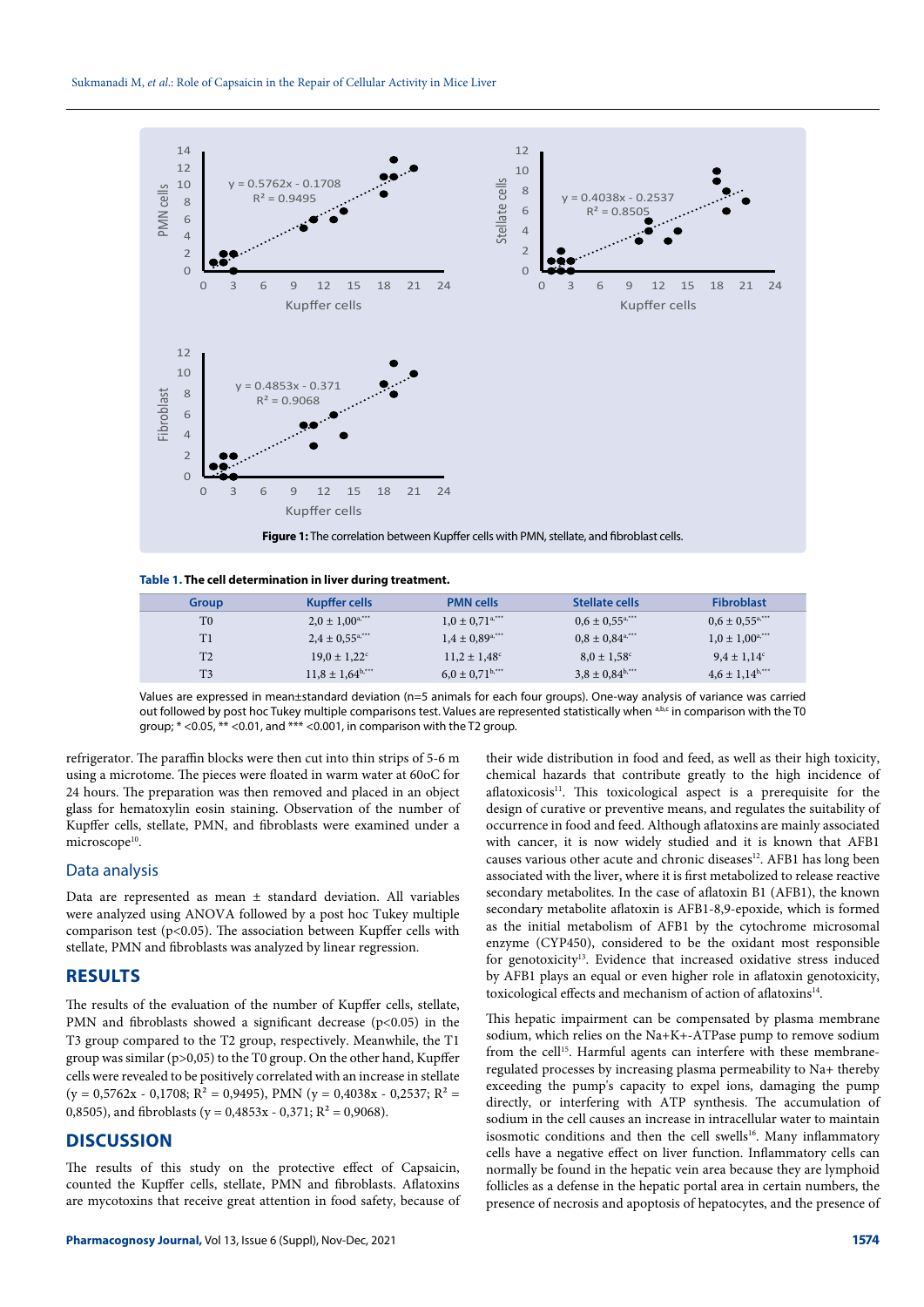Figure 1: The correlation between Kupffer cells with PMN, stellate, and fibroblast cells.

**Table 1.** The cell determination in liver during treatment.

| Group | Kupffer cells | PMN cells | Stellate cells | Fibroblast |
|---|---|---|---|---|
| T0 | 2,0 ± 1,00[a,***] | 1,0 ± 0,71[a,***] | 0,6 ± 0,55[a,***] | 0,6 ± 0,55[a,***] |
| T1 | 2,4 ± 0,55[a,***] | 1,4 ± 0,89[a,***] | 0,8 ± 0,84[a,***] | 1,0 ± 1,00[a,***] |
| T2 | 19,0 ± 1,22[c] | 11,2 ± 1,48[c] | 8,0 ± 1,58[c] | 9,4 ± 1,14[c] |
| T3 | 11,8 ± 1,64[b,***] | 6,0 ± 0,71[b,***] | 3,8 ± 0,84[b,***] | 4,6 ± 1,14[b,***] |

Values are expressed in mean±standard deviation (n=5 animals for each four groups). One-way analysis of variance was carried out followed by post hoc Tukey multiple comparisons test. Values are represented statistically when a,b,c in comparison with the T0 group; * <0.05, ** <0.01, and *** <0.001, in comparison with the T2 group.

refrigerator. The paraffin blocks were then cut into thin strips of 5-6 m using a microtome. The pieces were floated in warm water at 60oC for 24 hours. The preparation was then removed and placed in an object glass for hematoxylin eosin staining. Observation of the number of Kupffer cells, stellate, PMN, and fibroblasts were examined under a microscope[10].

## Data analysis

Data are represented as mean ± standard deviation. All variables were analyzed using ANOVA followed by a post hoc Tukey multiple comparison test ($p<0.05$). The association between Kupffer cells with stellate, PMN and fibroblasts was analyzed by linear regression.

# RESULTS

The results of the evaluation of the number of Kupffer cells, stellate, PMN and fibroblasts showed a significant decrease ($p<0.05$) in the T3 group compared to the T2 group, respectively. Meanwhile, the T1 group was similar ($p>0,05$) to the T0 group. On the other hand, Kupffer cells were revealed to be positively correlated with an increase in stellate ($y = 0,5762x - 0,1708$; $R^2 = 0,9495$), PMN ($y = 0,4038x - 0,2537$; $R^2 = 0,8505$), and fibroblasts ($y = 0,4853x - 0,371$; $R^2 = 0,9068$).

# DISCUSSION

The results of this study on the protective effect of Capsaicin, counted the Kupffer cells, stellate, PMN and fibroblasts. Aflatoxins are mycotoxins that receive great attention in food safety, because of their wide distribution in food and feed, as well as their high toxicity, chemical hazards that contribute greatly to the high incidence of aflatoxicosis[11]. This toxicological aspect is a prerequisite for the design of curative or preventive means, and regulates the suitability of occurrence in food and feed. Although aflatoxins are mainly associated with cancer, it is now widely studied and it is known that AFB1 causes various other acute and chronic diseases[12]. AFB1 has long been associated with the liver, where it is first metabolized to release reactive secondary metabolites. In the case of aflatoxin B1 (AFB1), the known secondary metabolite aflatoxin is AFB1-8,9-epoxide, which is formed as the initial metabolism of AFB1 by the cytochrome microsomal enzyme (CYP450), considered to be the oxidant most responsible for genotoxicity[13]. Evidence that increased oxidative stress induced by AFB1 plays an equal or even higher role in aflatoxin genotoxicity, toxicological effects and mechanism of action of aflatoxins[14].

This hepatic impairment can be compensated by plasma membrane sodium, which relies on the $Na^+K^+$-ATPase pump to remove sodium from the cell[15]. Harmful agents can interfere with these membrane-regulated processes by increasing plasma permeability to $Na^+$ thereby exceeding the pump's capacity to expel ions, damaging the pump directly, or interfering with ATP synthesis. The accumulation of sodium in the cell causes an increase in intracellular water to maintain isosmotic conditions and then the cell swells[16]. Many inflammatory cells have a negative effect on liver function. Inflammatory cells can normally be found in the hepatic vein area because they are lymphoid follicles as a defense in the hepatic portal area in certain numbers, the presence of necrosis and apoptosis of hepatocytes, and the presence of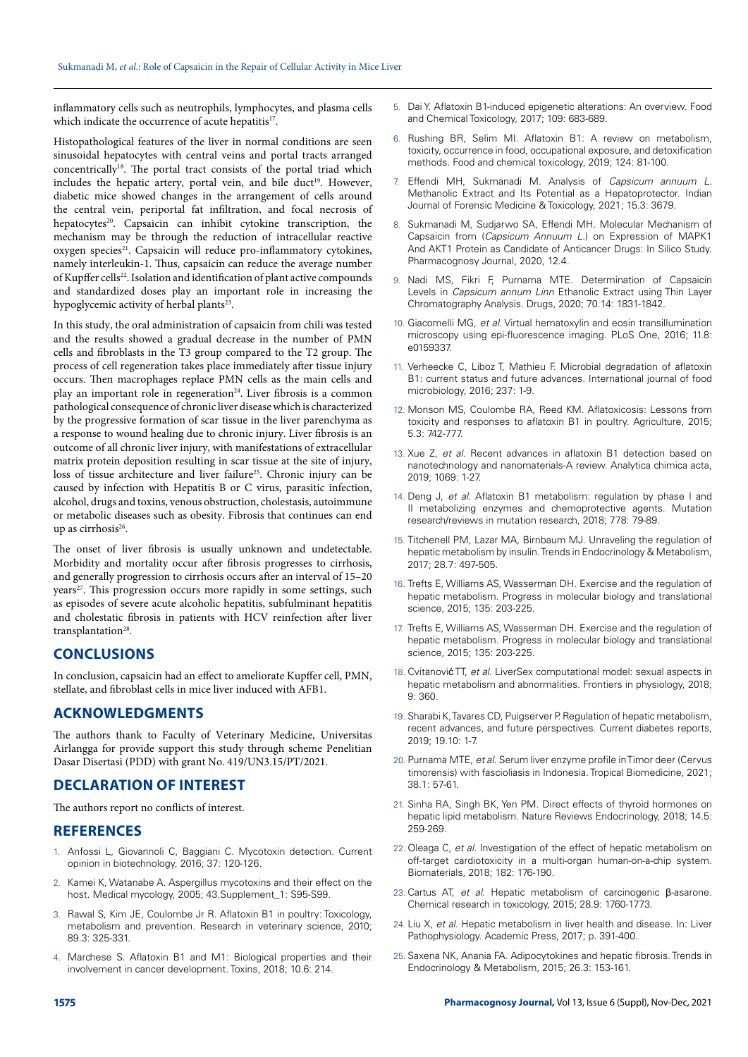inflammatory cells such as neutrophils, lymphocytes, and plasma cells which indicate the occurrence of acute hepatitis[17].

Histopathological features of the liver in normal conditions are seen sinusoidal hepatocytes with central veins and portal tracts arranged concentrically[18]. The portal tract consists of the portal triad which includes the hepatic artery, portal vein, and bile duct[19]. However, diabetic mice showed changes in the arrangement of cells around the central vein, periportal fat infiltration, and focal necrosis of hepatocytes[20]. Capsaicin can inhibit cytokine transcription, the mechanism may be through the reduction of intracellular reactive oxygen species[21]. Capsaicin will reduce pro-inflammatory cytokines, namely interleukin-1. Thus, capsaicin can reduce the average number of Kupffer cells[22]. Isolation and identification of plant active compounds and standardized doses play an important role in increasing the hypoglycemic activity of herbal plants[23].

In this study, the oral administration of capsaicin from chili was tested and the results showed a gradual decrease in the number of PMN cells and fibroblasts in the T3 group compared to the T2 group. The process of cell regeneration takes place immediately after tissue injury occurs. Then macrophages replace PMN cells as the main cells and play an important role in regeneration[24]. Liver fibrosis is a common pathological consequence of chronic liver disease which is characterized by the progressive formation of scar tissue in the liver parenchyma as a response to wound healing due to chronic injury. Liver fibrosis is an outcome of all chronic liver injury, with manifestations of extracellular matrix protein deposition resulting in scar tissue at the site of injury, loss of tissue architecture and liver failure[25]. Chronic injury can be caused by infection with Hepatitis B or C virus, parasitic infection, alcohol, drugs and toxins, venous obstruction, cholestasis, autoimmune or metabolic diseases such as obesity. Fibrosis that continues can end up as cirrhosis[26].

The onset of liver fibrosis is usually unknown and undetectable. Morbidity and mortality occur after fibrosis progresses to cirrhosis, and generally progression to cirrhosis occurs after an interval of 15–20 years[27]. This progression occurs more rapidly in some settings, such as episodes of severe acute alcoholic hepatitis, subfulminant hepatitis and cholestatic fibrosis in patients with HCV reinfection after liver transplantation[28].

## CONCLUSIONS

In conclusion, capsaicin had an effect to ameliorate Kupffer cell, PMN, stellate, and fibroblast cells in mice liver induced with AFB1.

## ACKNOWLEDGMENTS

The authors thank to Faculty of Veterinary Medicine, Universitas Airlangga for provide support this study through scheme Penelitian Dasar Disertasi (PDD) with grant No. 419/UN3.15/PT/2021.

## DECLARATION OF INTEREST

The authors report no conflicts of interest.

## REFERENCES

1. Anfossi L, Giovannoli C, Baggiani C. Mycotoxin detection. Current opinion in biotechnology, 2016; 37: 120-126.
2. Kamei K, Watanabe A. Aspergillus mycotoxins and their effect on the host. Medical mycology, 2005; 43.Supplement_1: S95-S99.
3. Rawal S, Kim JE, Coulombe Jr R. Aflatoxin B1 in poultry: Toxicology, metabolism and prevention. Research in veterinary science, 2010; 89.3: 325-331.
4. Marchese S. Aflatoxin B1 and M1: Biological properties and their involvement in cancer development. Toxins, 2018; 10.6: 214.
5. Dai Y. Aflatoxin B1-induced epigenetic alterations: An overview. Food and Chemical Toxicology, 2017; 109: 683-689.
6. Rushing BR, Selim MI. Aflatoxin B1: A review on metabolism, toxicity, occurrence in food, occupational exposure, and detoxification methods. Food and chemical toxicology, 2019; 124: 81-100.
7. Effendi MH, Sukmanadi M. Analysis of *Capsicum annuum L.* Methanolic Extract and Its Potential as a Hepatoprotector. Indian Journal of Forensic Medicine & Toxicology, 2021; 15.3: 3679.
8. Sukmanadi M, Sudjarwo SA, Effendi MH. Molecular Mechanism of Capsaicin from (*Capsicum Annuum L.*) on Expression of MAPK1 And AKT1 Protein as Candidate of Anticancer Drugs: In Silico Study. Pharmacognosy Journal, 2020, 12.4.
9. Nadi MS, Fikri F, Purnama MTE. Determination of Capsaicin Levels in *Capsicum annum Linn* Ethanolic Extract using Thin Layer Chromatography Analysis. Drugs, 2020; 70.14: 1831-1842.
10. Giacomelli MG, *et al.* Virtual hematoxylin and eosin transillumination microscopy using epi-fluorescence imaging. PLoS One, 2016; 11.8: e0159337.
11. Verheecke C, Liboz T, Mathieu F. Microbial degradation of aflatoxin B1: current status and future advances. International journal of food microbiology, 2016; 237: 1-9.
12. Monson MS, Coulombe RA, Reed KM. Aflatoxicosis: Lessons from toxicity and responses to aflatoxin B1 in poultry. Agriculture, 2015; 5.3: 742-777.
13. Xue Z, *et al.* Recent advances in aflatoxin B1 detection based on nanotechnology and nanomaterials-A review. Analytica chimica acta, 2019; 1069: 1-27.
14. Deng J, *et al.* Aflatoxin B1 metabolism: regulation by phase I and II metabolizing enzymes and chemoprotective agents. Mutation research/reviews in mutation research, 2018; 778: 79-89.
15. Titchenell PM, Lazar MA, Birnbaum MJ. Unraveling the regulation of hepatic metabolism by insulin. Trends in Endocrinology & Metabolism, 2017; 28.7: 497-505.
16. Trefts E, Williams AS, Wasserman DH. Exercise and the regulation of hepatic metabolism. Progress in molecular biology and translational science, 2015; 135: 203-225.
17. Trefts E, Williams AS, Wasserman DH. Exercise and the regulation of hepatic metabolism. Progress in molecular biology and translational science, 2015; 135: 203-225.
18. Cvitanović TT, *et al.* LiverSex computational model: sexual aspects in hepatic metabolism and abnormalities. Frontiers in physiology, 2018; 9: 360.
19. Sharabi K, Tavares CD, Puigserver P. Regulation of hepatic metabolism, recent advances, and future perspectives. Current diabetes reports, 2019; 19.10: 1-7.
20. Purnama MTE, *et al.* Serum liver enzyme profile in Timor deer (Cervus timorensis) with fascioliasis in Indonesia. Tropical Biomedicine, 2021; 38.1: 57-61.
21. Sinha RA, Singh BK, Yen PM. Direct effects of thyroid hormones on hepatic lipid metabolism. Nature Reviews Endocrinology, 2018; 14.5: 259-269.
22. Oleaga C, *et al.* Investigation of the effect of hepatic metabolism on off-target cardiotoxicity in a multi-organ human-on-a-chip system. Biomaterials, 2018; 182: 176-190.
23. Cartus AT, *et al.* Hepatic metabolism of carcinogenic β-asarone. Chemical research in toxicology, 2015; 28.9: 1760-1773.
24. Liu X, *et al.* Hepatic metabolism in liver health and disease. In: Liver Pathophysiology. Academic Press, 2017; p. 391-400.
25. Saxena NK, Anania FA. Adipocytokines and hepatic fibrosis. Trends in Endocrinology & Metabolism, 2015; 26.3: 153-161.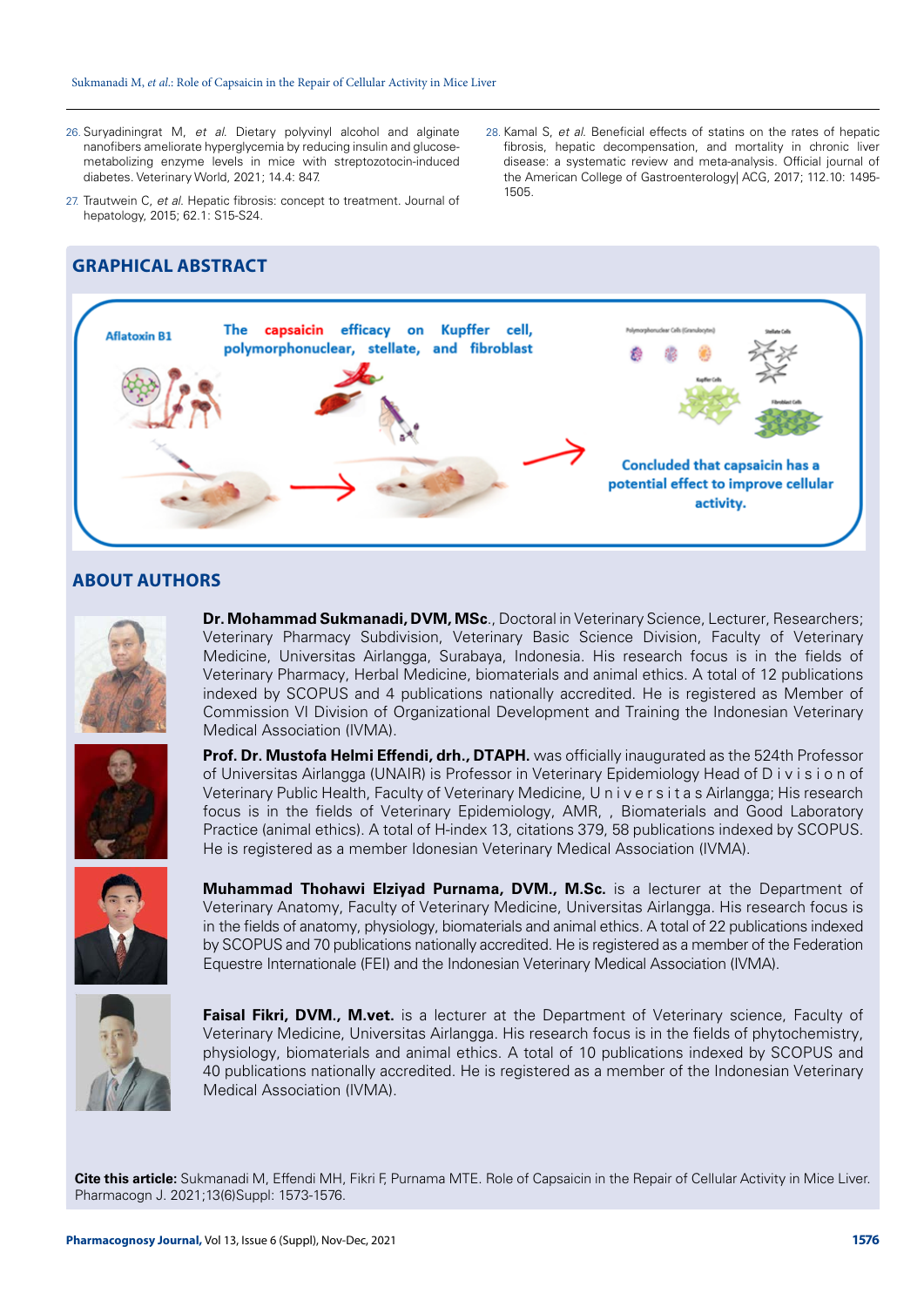26. Suryadiningrat M, *et al.* Dietary polyvinyl alcohol and alginate nanofibers ameliorate hyperglycemia by reducing insulin and glucose-metabolizing enzyme levels in mice with streptozotocin-induced diabetes. Veterinary World, 2021; 14.4: 847.
27. Trautwein C, *et al.* Hepatic fibrosis: concept to treatment. Journal of hepatology, 2015; 62.1: S15-S24.
28. Kamal S, *et al.* Beneficial effects of statins on the rates of hepatic fibrosis, hepatic decompensation, and mortality in chronic liver disease: a systematic review and meta-analysis. Official journal of the American College of Gastroenterology| ACG, 2017; 112.10: 1495-1505.

## GRAPHICAL ABSTRACT

Aflatoxin B1

The capsaicin efficacy on Kupffer cell, polymorphonuclear, stellate, and fibroblast

Polymorphonuclear Cells (Granulocytes)

Stellate Cells

Kupffer Cells

Fibroblast Cells

Concluded that capsaicin has a potential effect to improve cellular activity.

## ABOUT AUTHORS

**Dr. Mohammad Sukmanadi, DVM, MSc**., Doctoral in Veterinary Science, Lecturer, Researchers; Veterinary Pharmacy Subdivision, Veterinary Basic Science Division, Faculty of Veterinary Medicine, Universitas Airlangga, Surabaya, Indonesia. His research focus is in the fields of Veterinary Pharmacy, Herbal Medicine, biomaterials and animal ethics. A total of 12 publications indexed by SCOPUS and 4 publications nationally accredited. He is registered as Member of Commission VI Division of Organizational Development and Training the Indonesian Veterinary Medical Association (IVMA).

**Prof. Dr. Mustofa Helmi Effendi, drh., DTAPH.** was officially inaugurated as the 524th Professor of Universitas Airlangga (UNAIR) is Professor in Veterinary Epidemiology Head of Division of Veterinary Public Health, Faculty of Veterinary Medicine, Universitas Airlangga; His research focus is in the fields of Veterinary Epidemiology, AMR, , Biomaterials and Good Laboratory Practice (animal ethics). A total of H-index 13, citations 379, 58 publications indexed by SCOPUS. He is registered as a member Idonesian Veterinary Medical Association (IVMA).

**Muhammad Thohawi Elziyad Purnama, DVM., M.Sc.** is a lecturer at the Department of Veterinary Anatomy, Faculty of Veterinary Medicine, Universitas Airlangga. His research focus is in the fields of anatomy, physiology, biomaterials and animal ethics. A total of 22 publications indexed by SCOPUS and 70 publications nationally accredited. He is registered as a member of the Federation Equestre Internationale (FEI) and the Indonesian Veterinary Medical Association (IVMA).

**Faisal Fikri, DVM., M.vet.** is a lecturer at the Department of Veterinary science, Faculty of Veterinary Medicine, Universitas Airlangga. His research focus is in the fields of phytochemistry, physiology, biomaterials and animal ethics. A total of 10 publications indexed by SCOPUS and 40 publications nationally accredited. He is registered as a member of the Indonesian Veterinary Medical Association (IVMA).

**Cite this article:** Sukmanadi M, Effendi MH, Fikri F, Purnama MTE. Role of Capsaicin in the Repair of Cellular Activity in Mice Liver. Pharmacogn J. 2021;13(6)Suppl: 1573-1576.